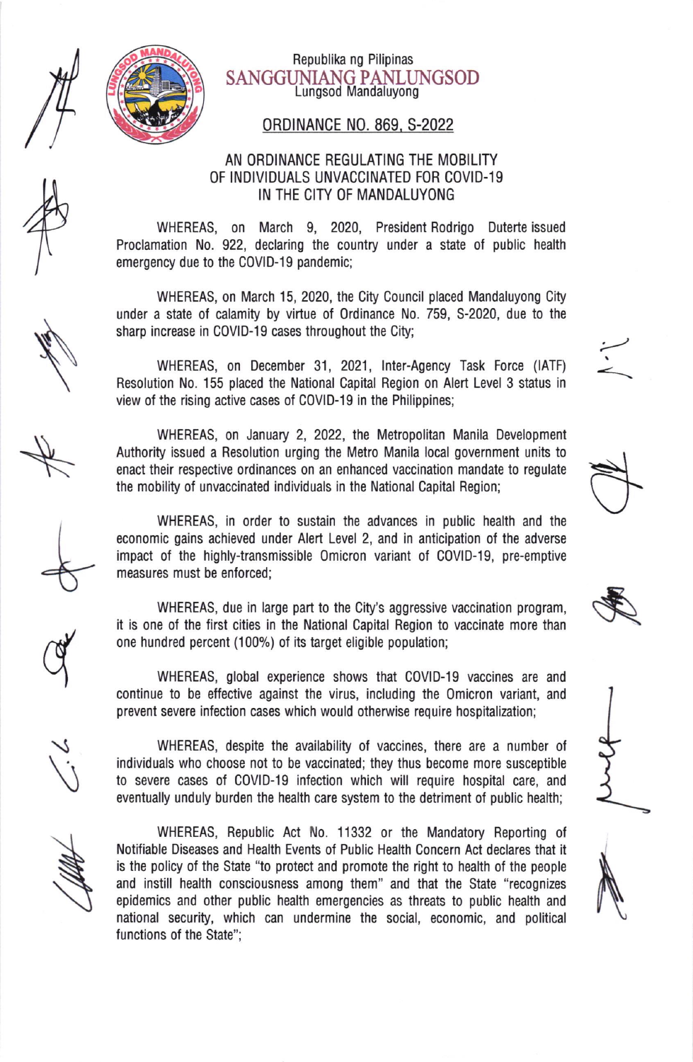Republika ng Pilipinas

**SANGGUNIANG PANLUNGSOD**

Lungsod Mandaluyong

## ORDINANCE NO. 869, S-2022

### AN ORDINANCE REGULATING THE MOBILITY OF INDIVIDUALS UNVACCINATED FOR COVID-19 IN THE CITY OF MANDALUYONG

WHEREAS, on March 9, 2020, President Rodrigo Duterte issued Proclamation No. 922, declaring the country under a state of public health emergency due to the COVID-19 pandemic;

WHEREAS, on March 15, 2020, the City Council placed Mandaluyong City under a state of calamity by virtue of Ordinance No. 759, S-2020, due to the sharp increase in COVID-19 cases throughout the City;

WHEREAS, on December 31, 2021, Inter-Agency Task Force (IATF) Resolution No. 155 placed the National Capital Region on Alert Level 3 status in view of the rising active cases of COVID-19 in the Philippines;

WHEREAS, on January 2, 2022, the Metropolitan Manila Development Authority issued a Resolution urging the Metro Manila local government units to enact their respective ordinances on an enhanced vaccination mandate to regulate the mobility of unvaccinated individuals in the National Capital Region;

WHEREAS, in order to sustain the advances in public health and the economic gains achieved under Alert Level 2, and in anticipation of the adverse impact of the highly-transmissible Omicron variant of COVID-19, pre-emptive measures must be enforced;

WHEREAS, due in large part to the City's aggressive vaccination program, it is one of the first cities in the National Capital Region to vaccinate more than one hundred percent (100%) of its target eligible population;

WHEREAS, global experience shows that COVID-19 vaccines are and continue to be effective against the virus, including the Omicron variant, and prevent severe infection cases which would otherwise require hospitalization;

WHEREAS, despite the availability of vaccines, there are a number of individuals who choose not to be vaccinated; they thus become more susceptible to severe cases of COVID-19 infection which will require hospital care, and eventually unduly burden the health care system to the detriment of public health;

WHEREAS, Republic Act No. 11332 or the Mandatory Reporting of Notifiable Diseases and Health Events of Public Health Concern Act declares that it is the policy of the State "to protect and promote the right to health of the people and instill health consciousness among them" and that the State "recognizes epidemics and other public health emergencies as threats to public health and national security, which can undermine the social, economic, and political functions of the State";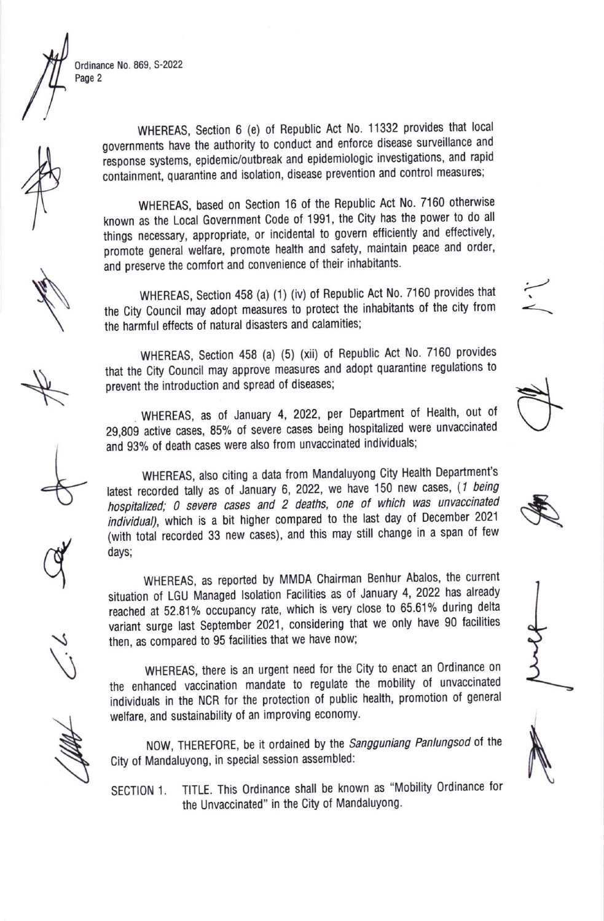WHEREAS, Section 6 (e) of Republic Act No. 11332 provides that local governments have the authority to conduct and enforce disease surveillance and response systems, epidemic/outbreak and epidemiologic investigations, and rapid containment, quarantine and isolation, disease prevention and control measures;

WHEREAS, based on Section 16 of the Republic Act No. 7160 otherwise known as the Local Government Code of 1991, the City has the power to do all things necessary, appropriate, or incidental to govern efficiently and effectively, promote general welfare, promote health and safety, maintain peace and order, and preserve the comfort and convenience of their inhabitants.

WHEREAS, Section 458 (a) (1) (iv) of Republic Act No. 7160 provides that the City Council may adopt measures to protect the inhabitants of the city from the harmful effects of natural disasters and calamities;

WHEREAS, Section 458 (a) (5) (xii) of Republic Act No. 7160 provides that the City Council may approve measures and adopt quarantine regulations to prevent the introduction and spread of diseases;

WHEREAS, as of January 4, 2022, per Department of Health, out of 29,809 active cases, 85% of severe cases being hospitalized were unvaccinated and 93% of death cases were also from unvaccinated individuals;

WHEREAS, also citing a data from Mandaluyong City Health Department's latest recorded tally as of January 6, 2022, we have 150 new cases, (*1 being hospitalized; 0 severe cases and 2 deaths, one of which was unvaccinated individual*), which is a bit higher compared to the last day of December 2021 (with total recorded 33 new cases), and this may still change in a span of few days;

WHEREAS, as reported by MMDA Chairman Benhur Abalos, the current situation of LGU Managed Isolation Facilities as of January 4, 2022 has already reached at 52.81% occupancy rate, which is very close to 65.61% during delta variant surge last September 2021, considering that we only have 90 facilities then, as compared to 95 facilities that we have now;

WHEREAS, there is an urgent need for the City to enact an Ordinance on the enhanced vaccination mandate to regulate the mobility of unvaccinated individuals in the NCR for the protection of public health, promotion of general welfare, and sustainability of an improving economy.

NOW, THEREFORE, be it ordained by the *Sangguniang Panlungsod* of the City of Mandaluyong, in special session assembled:

SECTION 1. TITLE. This Ordinance shall be known as "Mobility Ordinance for the Unvaccinated" in the City of Mandaluyong.